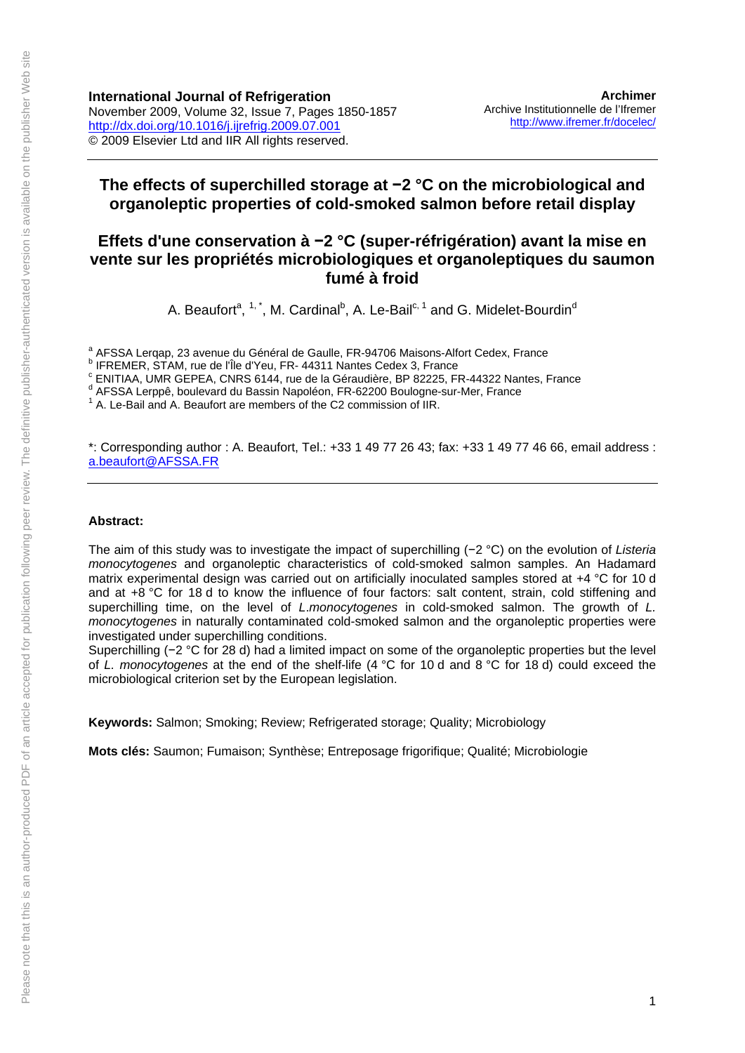**International Journal of Refrigeration**
November 2009, Volume 32, Issue 7, Pages 1850-1857
http://dx.doi.org/10.1016/j.ijrefrig.2009.07.001
© 2009 Elsevier Ltd and IIR All rights reserved.

**Archimer**
Archive Institutionnelle de l'Ifremer
http://www.ifremer.fr/docelec/

# The effects of superchilled storage at −2 °C on the microbiological and organoleptic properties of cold-smoked salmon before retail display

# Effets d'une conservation à −2 °C (super-réfrigération) avant la mise en vente sur les propriétés microbiologiques et organoleptiques du saumon fumé à froid

A. Beaufort[a, 1, *], M. Cardinal[b], A. Le-Bail[c, 1] and G. Midelet-Bourdin[d]

[a] AFSSA Lerqap, 23 avenue du Général de Gaulle, FR-94706 Maisons-Alfort Cedex, France
[b] IFREMER, STAM, rue de l'Île d'Yeu, FR- 44311 Nantes Cedex 3, France
[c] ENITIAA, UMR GEPEA, CNRS 6144, rue de la Géraudière, BP 82225, FR-44322 Nantes, France
[d] AFSSA Lerppê, boulevard du Bassin Napoléon, FR-62200 Boulogne-sur-Mer, France
[1] A. Le-Bail and A. Beaufort are members of the C2 commission of IIR.

*: Corresponding author : A. Beaufort, Tel.: +33 1 49 77 26 43; fax: +33 1 49 77 46 66, email address : a.beaufort@AFSSA.FR

---

**Abstract:**

The aim of this study was to investigate the impact of superchilling (−2 °C) on the evolution of *Listeria monocytogenes* and organoleptic characteristics of cold-smoked salmon samples. An Hadamard matrix experimental design was carried out on artificially inoculated samples stored at +4 °C for 10 d and at +8 °C for 18 d to know the influence of four factors: salt content, strain, cold stiffening and superchilling time, on the level of *L.monocytogenes* in cold-smoked salmon. The growth of *L. monocytogenes* in naturally contaminated cold-smoked salmon and the organoleptic properties were investigated under superchilling conditions.
Superchilling (−2 °C for 28 d) had a limited impact on some of the organoleptic properties but the level of *L. monocytogenes* at the end of the shelf-life (4 °C for 10 d and 8 °C for 18 d) could exceed the microbiological criterion set by the European legislation.

**Keywords:** Salmon; Smoking; Review; Refrigerated storage; Quality; Microbiology

**Mots clés:** Saumon; Fumaison; Synthèse; Entreposage frigorifique; Qualité; Microbiologie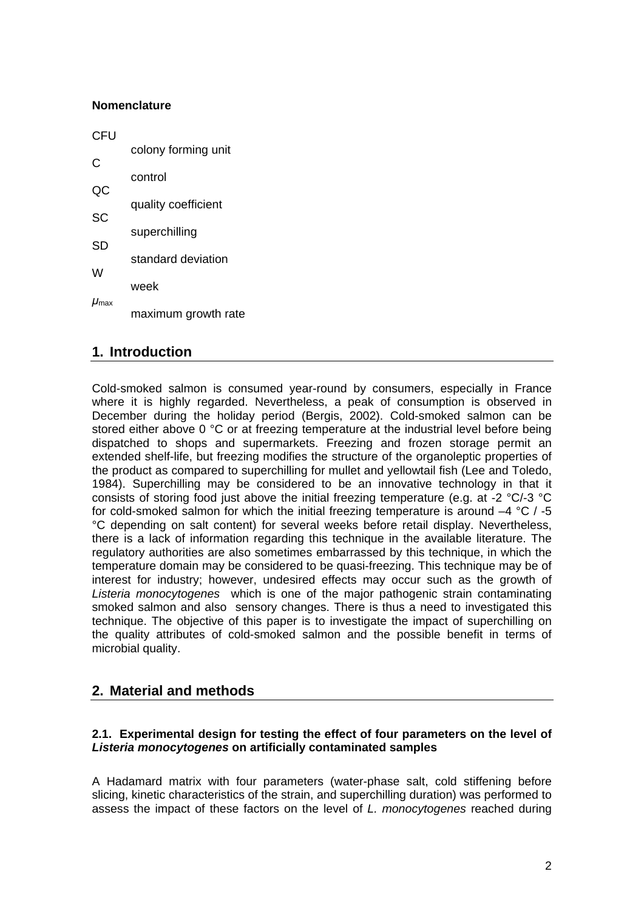**Nomenclature**

| | |
|---|---|
| CFU | colony forming unit |
| C | control |
| QC | quality coefficient |
| SC | superchilling |
| SD | standard deviation |
| W | week |
| $\mu_{max}$ | maximum growth rate |

## 1. Introduction

Cold-smoked salmon is consumed year-round by consumers, especially in France where it is highly regarded. Nevertheless, a peak of consumption is observed in December during the holiday period (Bergis, 2002). Cold-smoked salmon can be stored either above 0 °C or at freezing temperature at the industrial level before being dispatched to shops and supermarkets. Freezing and frozen storage permit an extended shelf-life, but freezing modifies the structure of the organoleptic properties of the product as compared to superchilling for mullet and yellowtail fish (Lee and Toledo, 1984). Superchilling may be considered to be an innovative technology in that it consists of storing food just above the initial freezing temperature (e.g. at -2 °C/-3 °C for cold-smoked salmon for which the initial freezing temperature is around –4 °C / -5 °C depending on salt content) for several weeks before retail display. Nevertheless, there is a lack of information regarding this technique in the available literature. The regulatory authorities are also sometimes embarrassed by this technique, in which the temperature domain may be considered to be quasi-freezing. This technique may be of interest for industry; however, undesired effects may occur such as the growth of *Listeria monocytogenes* which is one of the major pathogenic strain contaminating smoked salmon and also sensory changes. There is thus a need to investigated this technique. The objective of this paper is to investigate the impact of superchilling on the quality attributes of cold-smoked salmon and the possible benefit in terms of microbial quality.

## 2. Material and methods

### 2.1. Experimental design for testing the effect of four parameters on the level of *Listeria monocytogenes* on artificially contaminated samples

A Hadamard matrix with four parameters (water-phase salt, cold stiffening before slicing, kinetic characteristics of the strain, and superchilling duration) was performed to assess the impact of these factors on the level of *L. monocytogenes* reached during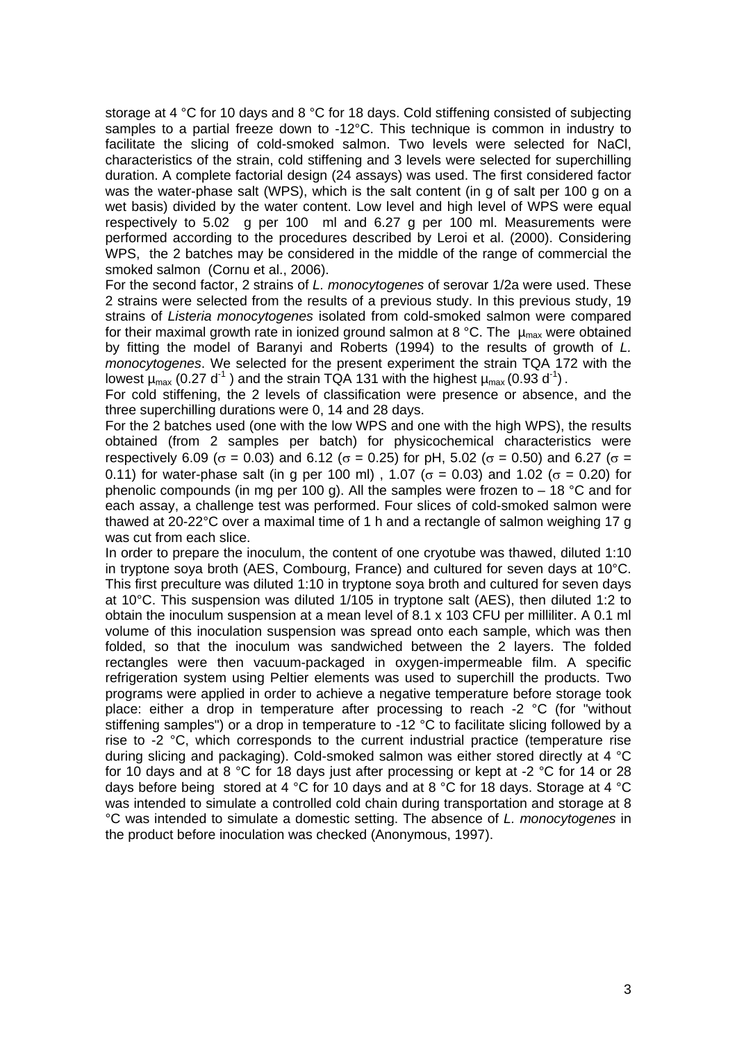storage at 4 °C for 10 days and 8 °C for 18 days. Cold stiffening consisted of subjecting samples to a partial freeze down to -12°C. This technique is common in industry to facilitate the slicing of cold-smoked salmon. Two levels were selected for NaCl, characteristics of the strain, cold stiffening and 3 levels were selected for superchilling duration. A complete factorial design (24 assays) was used. The first considered factor was the water-phase salt (WPS), which is the salt content (in g of salt per 100 g on a wet basis) divided by the water content. Low level and high level of WPS were equal respectively to 5.02 g per 100 ml and 6.27 g per 100 ml. Measurements were performed according to the procedures described by Leroi et al. (2000). Considering WPS, the 2 batches may be considered in the middle of the range of commercial the smoked salmon (Cornu et al., 2006).

For the second factor, 2 strains of *L. monocytogenes* of serovar 1/2a were used. These 2 strains were selected from the results of a previous study. In this previous study, 19 strains of *Listeria monocytogenes* isolated from cold-smoked salmon were compared for their maximal growth rate in ionized ground salmon at 8 °C. The $\mu_{max}$ were obtained by fitting the model of Baranyi and Roberts (1994) to the results of growth of *L. monocytogenes*. We selected for the present experiment the strain TQA 172 with the lowest $\mu_{max}$ (0.27 $d^{-1}$ ) and the strain TQA 131 with the highest $\mu_{max}$ (0.93 $d^{-1}$).

For cold stiffening, the 2 levels of classification were presence or absence, and the three superchilling durations were 0, 14 and 28 days.

For the 2 batches used (one with the low WPS and one with the high WPS), the results obtained (from 2 samples per batch) for physicochemical characteristics were respectively 6.09 ($\sigma$ = 0.03) and 6.12 ($\sigma$ = 0.25) for pH, 5.02 ($\sigma$ = 0.50) and 6.27 ($\sigma$ = 0.11) for water-phase salt (in g per 100 ml) , 1.07 ($\sigma$ = 0.03) and 1.02 ($\sigma$ = 0.20) for phenolic compounds (in mg per 100 g). All the samples were frozen to – 18 °C and for each assay, a challenge test was performed. Four slices of cold-smoked salmon were thawed at 20-22°C over a maximal time of 1 h and a rectangle of salmon weighing 17 g was cut from each slice.

In order to prepare the inoculum, the content of one cryotube was thawed, diluted 1:10 in tryptone soya broth (AES, Combourg, France) and cultured for seven days at 10°C. This first preculture was diluted 1:10 in tryptone soya broth and cultured for seven days at 10°C. This suspension was diluted 1/105 in tryptone salt (AES), then diluted 1:2 to obtain the inoculum suspension at a mean level of 8.1 x 103 CFU per milliliter. A 0.1 ml volume of this inoculation suspension was spread onto each sample, which was then folded, so that the inoculum was sandwiched between the 2 layers. The folded rectangles were then vacuum-packaged in oxygen-impermeable film. A specific refrigeration system using Peltier elements was used to superchill the products. Two programs were applied in order to achieve a negative temperature before storage took place: either a drop in temperature after processing to reach -2 °C (for "without stiffening samples") or a drop in temperature to -12 °C to facilitate slicing followed by a rise to -2 °C, which corresponds to the current industrial practice (temperature rise during slicing and packaging). Cold-smoked salmon was either stored directly at 4 °C for 10 days and at 8 °C for 18 days just after processing or kept at -2 °C for 14 or 28 days before being stored at 4 °C for 10 days and at 8 °C for 18 days. Storage at 4 °C was intended to simulate a controlled cold chain during transportation and storage at 8 °C was intended to simulate a domestic setting. The absence of *L. monocytogenes* in the product before inoculation was checked (Anonymous, 1997).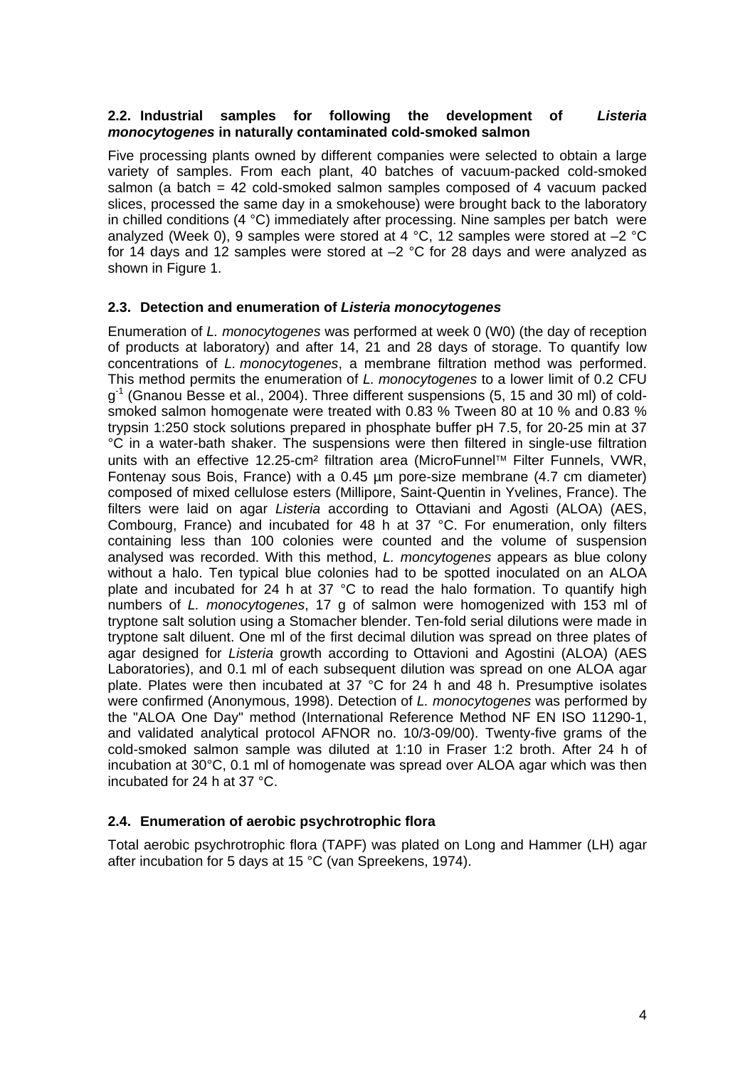### 2.2. Industrial samples for following the development of *Listeria monocytogenes* in naturally contaminated cold-smoked salmon

Five processing plants owned by different companies were selected to obtain a large variety of samples. From each plant, 40 batches of vacuum-packed cold-smoked salmon (a batch = 42 cold-smoked salmon samples composed of 4 vacuum packed slices, processed the same day in a smokehouse) were brought back to the laboratory in chilled conditions (4 °C) immediately after processing. Nine samples per batch were analyzed (Week 0), 9 samples were stored at 4 °C, 12 samples were stored at –2 °C for 14 days and 12 samples were stored at –2 °C for 28 days and were analyzed as shown in Figure 1.

### 2.3. Detection and enumeration of *Listeria monocytogenes*

Enumeration of *L. monocytogenes* was performed at week 0 (W0) (the day of reception of products at laboratory) and after 14, 21 and 28 days of storage. To quantify low concentrations of *L. monocytogenes*, a membrane filtration method was performed. This method permits the enumeration of *L. monocytogenes* to a lower limit of 0.2 CFU $g^{-1}$ (Gnanou Besse et al., 2004). Three different suspensions (5, 15 and 30 ml) of cold-smoked salmon homogenate were treated with 0.83 % Tween 80 at 10 % and 0.83 % trypsin 1:250 stock solutions prepared in phosphate buffer pH 7.5, for 20-25 min at 37 °C in a water-bath shaker. The suspensions were then filtered in single-use filtration units with an effective 12.25-cm² filtration area (MicroFunnel™ Filter Funnels, VWR, Fontenay sous Bois, France) with a 0.45 µm pore-size membrane (4.7 cm diameter) composed of mixed cellulose esters (Millipore, Saint-Quentin in Yvelines, France). The filters were laid on agar *Listeria* according to Ottaviani and Agosti (ALOA) (AES, Combourg, France) and incubated for 48 h at 37 °C. For enumeration, only filters containing less than 100 colonies were counted and the volume of suspension analysed was recorded. With this method, *L. moncytogenes* appears as blue colony without a halo. Ten typical blue colonies had to be spotted inoculated on an ALOA plate and incubated for 24 h at 37 °C to read the halo formation. To quantify high numbers of *L. monocytogenes*, 17 g of salmon were homogenized with 153 ml of tryptone salt solution using a Stomacher blender. Ten-fold serial dilutions were made in tryptone salt diluent. One ml of the first decimal dilution was spread on three plates of agar designed for *Listeria* growth according to Ottavioni and Agostini (ALOA) (AES Laboratories), and 0.1 ml of each subsequent dilution was spread on one ALOA agar plate. Plates were then incubated at 37 °C for 24 h and 48 h. Presumptive isolates were confirmed (Anonymous, 1998). Detection of *L. monocytogenes* was performed by the "ALOA One Day" method (International Reference Method NF EN ISO 11290-1, and validated analytical protocol AFNOR no. 10/3-09/00). Twenty-five grams of the cold-smoked salmon sample was diluted at 1:10 in Fraser 1:2 broth. After 24 h of incubation at 30°C, 0.1 ml of homogenate was spread over ALOA agar which was then incubated for 24 h at 37 °C.

### 2.4. Enumeration of aerobic psychrotrophic flora

Total aerobic psychrotrophic flora (TAPF) was plated on Long and Hammer (LH) agar after incubation for 5 days at 15 °C (van Spreekens, 1974).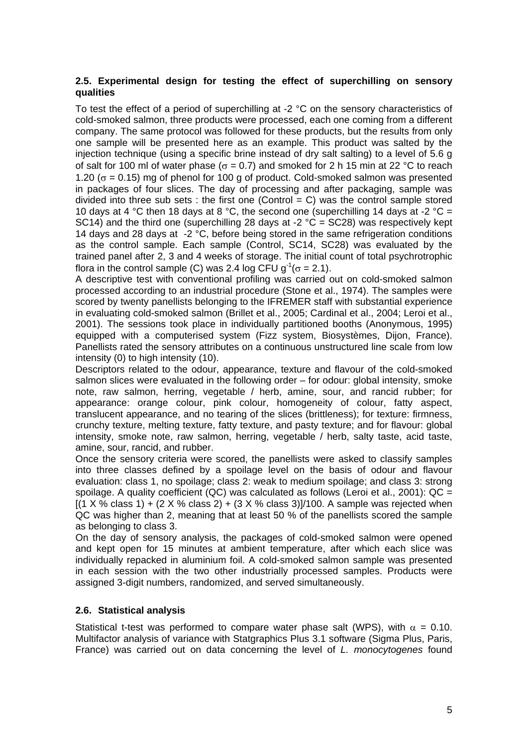### 2.5. Experimental design for testing the effect of superchilling on sensory qualities

To test the effect of a period of superchilling at -2 °C on the sensory characteristics of cold-smoked salmon, three products were processed, each one coming from a different company. The same protocol was followed for these products, but the results from only one sample will be presented here as an example. This product was salted by the injection technique (using a specific brine instead of dry salt salting) to a level of 5.6 g of salt for 100 ml of water phase ($\sigma = 0.7$) and smoked for 2 h 15 min at 22 °C to reach 1.20 ($\sigma = 0.15$) mg of phenol for 100 g of product. Cold-smoked salmon was presented in packages of four slices. The day of processing and after packaging, sample was divided into three sub sets : the first one (Control = C) was the control sample stored 10 days at 4 °C then 18 days at 8 °C, the second one (superchilling 14 days at -2 °C = SC14) and the third one (superchilling 28 days at -2 °C = SC28) was respectively kept 14 days and 28 days at -2 °C, before being stored in the same refrigeration conditions as the control sample. Each sample (Control, SC14, SC28) was evaluated by the trained panel after 2, 3 and 4 weeks of storage. The initial count of total psychrotrophic flora in the control sample (C) was 2.4 log CFU $g^{-1}$($\sigma = 2.1$).

A descriptive test with conventional profiling was carried out on cold-smoked salmon processed according to an industrial procedure (Stone et al., 1974). The samples were scored by twenty panellists belonging to the IFREMER staff with substantial experience in evaluating cold-smoked salmon (Brillet et al., 2005; Cardinal et al., 2004; Leroi et al., 2001). The sessions took place in individually partitioned booths (Anonymous, 1995) equipped with a computerised system (Fizz system, Biosystèmes, Dijon, France). Panellists rated the sensory attributes on a continuous unstructured line scale from low intensity (0) to high intensity (10).

Descriptors related to the odour, appearance, texture and flavour of the cold-smoked salmon slices were evaluated in the following order – for odour: global intensity, smoke note, raw salmon, herring, vegetable / herb, amine, sour, and rancid rubber; for appearance: orange colour, pink colour, homogeneity of colour, fatty aspect, translucent appearance, and no tearing of the slices (brittleness); for texture: firmness, crunchy texture, melting texture, fatty texture, and pasty texture; and for flavour: global intensity, smoke note, raw salmon, herring, vegetable / herb, salty taste, acid taste, amine, sour, rancid, and rubber.

Once the sensory criteria were scored, the panellists were asked to classify samples into three classes defined by a spoilage level on the basis of odour and flavour evaluation: class 1, no spoilage; class 2: weak to medium spoilage; and class 3: strong spoilage. A quality coefficient (QC) was calculated as follows (Leroi et al., 2001): QC = [(1 X % class 1) + (2 X % class 2) + (3 X % class 3)]/100. A sample was rejected when QC was higher than 2, meaning that at least 50 % of the panellists scored the sample as belonging to class 3.

On the day of sensory analysis, the packages of cold-smoked salmon were opened and kept open for 15 minutes at ambient temperature, after which each slice was individually repacked in aluminium foil. A cold-smoked salmon sample was presented in each session with the two other industrially processed samples. Products were assigned 3-digit numbers, randomized, and served simultaneously.

### 2.6. Statistical analysis

Statistical t-test was performed to compare water phase salt (WPS), with $\alpha = 0.10$. Multifactor analysis of variance with Statgraphics Plus 3.1 software (Sigma Plus, Paris, France) was carried out on data concerning the level of *L. monocytogenes* found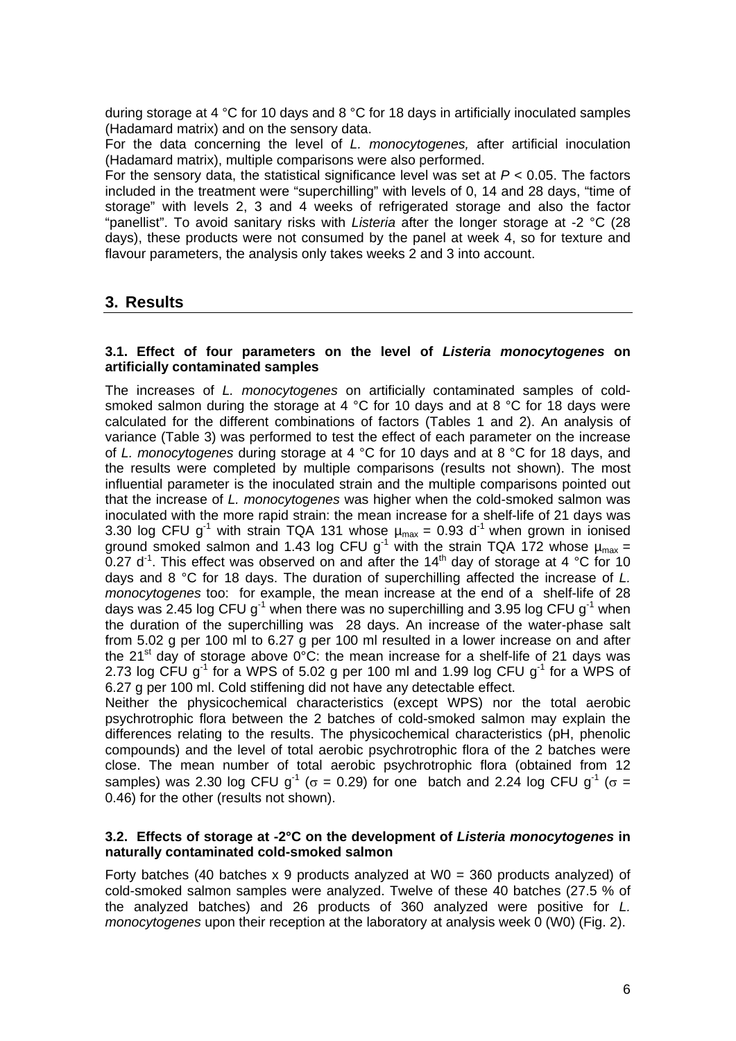during storage at 4 °C for 10 days and 8 °C for 18 days in artificially inoculated samples (Hadamard matrix) and on the sensory data.

For the data concerning the level of *L. monocytogenes,* after artificial inoculation (Hadamard matrix), multiple comparisons were also performed.

For the sensory data, the statistical significance level was set at $P < 0.05$. The factors included in the treatment were "superchilling" with levels of 0, 14 and 28 days, "time of storage" with levels 2, 3 and 4 weeks of refrigerated storage and also the factor "panellist". To avoid sanitary risks with *Listeria* after the longer storage at -2 °C (28 days), these products were not consumed by the panel at week 4, so for texture and flavour parameters, the analysis only takes weeks 2 and 3 into account.

## 3. Results

### 3.1. Effect of four parameters on the level of *Listeria monocytogenes* on artificially contaminated samples

The increases of *L. monocytogenes* on artificially contaminated samples of cold-smoked salmon during the storage at 4 °C for 10 days and at 8 °C for 18 days were calculated for the different combinations of factors (Tables 1 and 2). An analysis of variance (Table 3) was performed to test the effect of each parameter on the increase of *L. monocytogenes* during storage at 4 °C for 10 days and at 8 °C for 18 days, and the results were completed by multiple comparisons (results not shown). The most influential parameter is the inoculated strain and the multiple comparisons pointed out that the increase of *L. monocytogenes* was higher when the cold-smoked salmon was inoculated with the more rapid strain: the mean increase for a shelf-life of 21 days was 3.30 log CFU $g^{-1}$ with strain TQA 131 whose $\mu_{max} = 0.93$ $d^{-1}$ when grown in ionised ground smoked salmon and 1.43 log CFU $g^{-1}$ with the strain TQA 172 whose $\mu_{max} = 0.27$ $d^{-1}$. This effect was observed on and after the 14th day of storage at 4 °C for 10 days and 8 °C for 18 days. The duration of superchilling affected the increase of *L. monocytogenes* too: for example, the mean increase at the end of a shelf-life of 28 days was 2.45 log CFU $g^{-1}$ when there was no superchilling and 3.95 log CFU $g^{-1}$ when the duration of the superchilling was 28 days. An increase of the water-phase salt from 5.02 g per 100 ml to 6.27 g per 100 ml resulted in a lower increase on and after the 21st day of storage above 0°C: the mean increase for a shelf-life of 21 days was 2.73 log CFU $g^{-1}$ for a WPS of 5.02 g per 100 ml and 1.99 log CFU $g^{-1}$ for a WPS of 6.27 g per 100 ml. Cold stiffening did not have any detectable effect.

Neither the physicochemical characteristics (except WPS) nor the total aerobic psychrotrophic flora between the 2 batches of cold-smoked salmon may explain the differences relating to the results. The physicochemical characteristics (pH, phenolic compounds) and the level of total aerobic psychrotrophic flora of the 2 batches were close. The mean number of total aerobic psychrotrophic flora (obtained from 12 samples) was 2.30 log CFU $g^{-1}$ ($\sigma = 0.29$) for one batch and 2.24 log CFU $g^{-1}$ ($\sigma = 0.46$) for the other (results not shown).

### 3.2. Effects of storage at -2°C on the development of *Listeria monocytogenes* in naturally contaminated cold-smoked salmon

Forty batches (40 batches x 9 products analyzed at W0 = 360 products analyzed) of cold-smoked salmon samples were analyzed. Twelve of these 40 batches (27.5 % of the analyzed batches) and 26 products of 360 analyzed were positive for *L. monocytogenes* upon their reception at the laboratory at analysis week 0 (W0) (Fig. 2).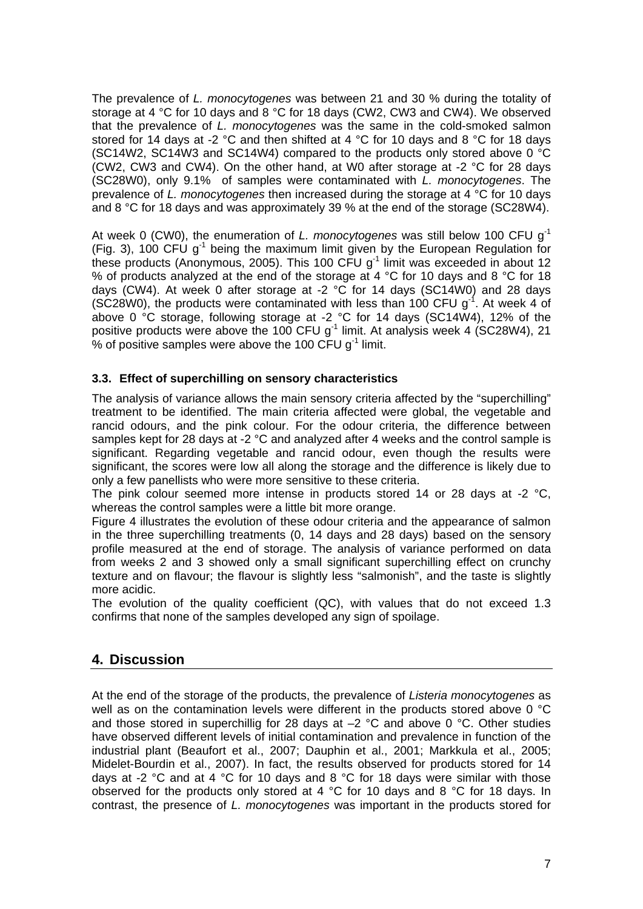The prevalence of *L. monocytogenes* was between 21 and 30 % during the totality of storage at 4 °C for 10 days and 8 °C for 18 days (CW2, CW3 and CW4). We observed that the prevalence of *L. monocytogenes* was the same in the cold-smoked salmon stored for 14 days at -2 °C and then shifted at 4 °C for 10 days and 8 °C for 18 days (SC14W2, SC14W3 and SC14W4) compared to the products only stored above 0 °C (CW2, CW3 and CW4). On the other hand, at W0 after storage at -2 °C for 28 days (SC28W0), only 9.1% of samples were contaminated with *L. monocytogenes*. The prevalence of *L. monocytogenes* then increased during the storage at 4 °C for 10 days and 8 °C for 18 days and was approximately 39 % at the end of the storage (SC28W4).

At week 0 (CW0), the enumeration of *L. monocytogenes* was still below 100 CFU $g^{-1}$ (Fig. 3), 100 CFU $g^{-1}$ being the maximum limit given by the European Regulation for these products (Anonymous, 2005). This 100 CFU $g^{-1}$ limit was exceeded in about 12 % of products analyzed at the end of the storage at 4 °C for 10 days and 8 °C for 18 days (CW4). At week 0 after storage at -2 °C for 14 days (SC14W0) and 28 days (SC28W0), the products were contaminated with less than 100 CFU $g^{-1}$. At week 4 of above 0 °C storage, following storage at -2 °C for 14 days (SC14W4), 12% of the positive products were above the 100 CFU $g^{-1}$ limit. At analysis week 4 (SC28W4), 21 % of positive samples were above the 100 CFU $g^{-1}$ limit.

### 3.3. Effect of superchilling on sensory characteristics

The analysis of variance allows the main sensory criteria affected by the "superchilling" treatment to be identified. The main criteria affected were global, the vegetable and rancid odours, and the pink colour. For the odour criteria, the difference between samples kept for 28 days at -2 °C and analyzed after 4 weeks and the control sample is significant. Regarding vegetable and rancid odour, even though the results were significant, the scores were low all along the storage and the difference is likely due to only a few panellists who were more sensitive to these criteria.

The pink colour seemed more intense in products stored 14 or 28 days at -2 °C, whereas the control samples were a little bit more orange.

Figure 4 illustrates the evolution of these odour criteria and the appearance of salmon in the three superchilling treatments (0, 14 days and 28 days) based on the sensory profile measured at the end of storage. The analysis of variance performed on data from weeks 2 and 3 showed only a small significant superchilling effect on crunchy texture and on flavour; the flavour is slightly less "salmonish", and the taste is slightly more acidic.

The evolution of the quality coefficient (QC), with values that do not exceed 1.3 confirms that none of the samples developed any sign of spoilage.

## 4. Discussion

At the end of the storage of the products, the prevalence of *Listeria monocytogenes* as well as on the contamination levels were different in the products stored above 0 °C and those stored in superchillig for 28 days at –2 °C and above 0 °C. Other studies have observed different levels of initial contamination and prevalence in function of the industrial plant (Beaufort et al., 2007; Dauphin et al., 2001; Markkula et al., 2005; Midelet-Bourdin et al., 2007). In fact, the results observed for products stored for 14 days at -2 °C and at 4 °C for 10 days and 8 °C for 18 days were similar with those observed for the products only stored at 4 °C for 10 days and 8 °C for 18 days. In contrast, the presence of *L. monocytogenes* was important in the products stored for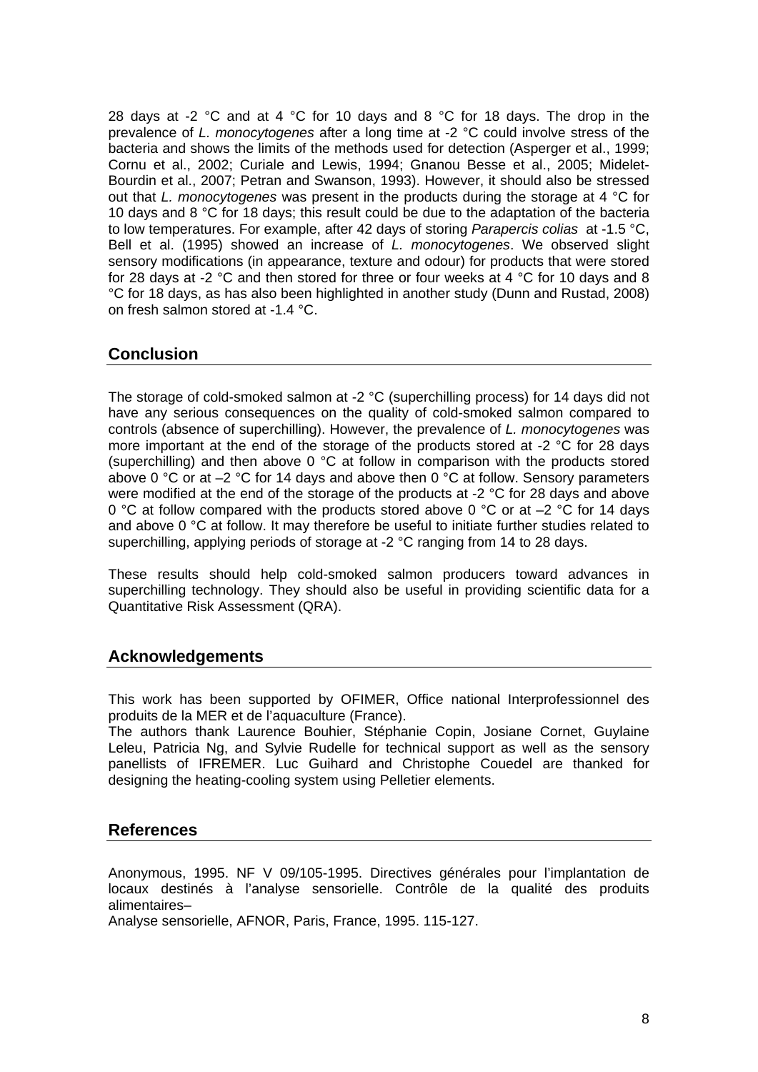28 days at -2 °C and at 4 °C for 10 days and 8 °C for 18 days. The drop in the prevalence of *L. monocytogenes* after a long time at -2 °C could involve stress of the bacteria and shows the limits of the methods used for detection (Asperger et al., 1999; Cornu et al., 2002; Curiale and Lewis, 1994; Gnanou Besse et al., 2005; Midelet-Bourdin et al., 2007; Petran and Swanson, 1993). However, it should also be stressed out that *L. monocytogenes* was present in the products during the storage at 4 °C for 10 days and 8 °C for 18 days; this result could be due to the adaptation of the bacteria to low temperatures. For example, after 42 days of storing *Parapercis colias* at -1.5 °C, Bell et al. (1995) showed an increase of *L. monocytogenes*. We observed slight sensory modifications (in appearance, texture and odour) for products that were stored for 28 days at -2 °C and then stored for three or four weeks at 4 °C for 10 days and 8 °C for 18 days, as has also been highlighted in another study (Dunn and Rustad, 2008) on fresh salmon stored at -1.4 °C.

## Conclusion

The storage of cold-smoked salmon at -2 °C (superchilling process) for 14 days did not have any serious consequences on the quality of cold-smoked salmon compared to controls (absence of superchilling). However, the prevalence of *L. monocytogenes* was more important at the end of the storage of the products stored at -2 °C for 28 days (superchilling) and then above 0 °C at follow in comparison with the products stored above 0 °C or at –2 °C for 14 days and above then 0 °C at follow. Sensory parameters were modified at the end of the storage of the products at -2 °C for 28 days and above 0 °C at follow compared with the products stored above 0 °C or at –2 °C for 14 days and above 0 °C at follow. It may therefore be useful to initiate further studies related to superchilling, applying periods of storage at -2 °C ranging from 14 to 28 days.

These results should help cold-smoked salmon producers toward advances in superchilling technology. They should also be useful in providing scientific data for a Quantitative Risk Assessment (QRA).

## Acknowledgements

This work has been supported by OFIMER, Office national Interprofessionnel des produits de la MER et de l'aquaculture (France).
The authors thank Laurence Bouhier, Stéphanie Copin, Josiane Cornet, Guylaine Leleu, Patricia Ng, and Sylvie Rudelle for technical support as well as the sensory panellists of IFREMER. Luc Guihard and Christophe Couedel are thanked for designing the heating-cooling system using Pelletier elements.

## References

Anonymous, 1995. NF V 09/105-1995. Directives générales pour l'implantation de locaux destinés à l'analyse sensorielle. Contrôle de la qualité des produits alimentaires–
Analyse sensorielle, AFNOR, Paris, France, 1995. 115-127.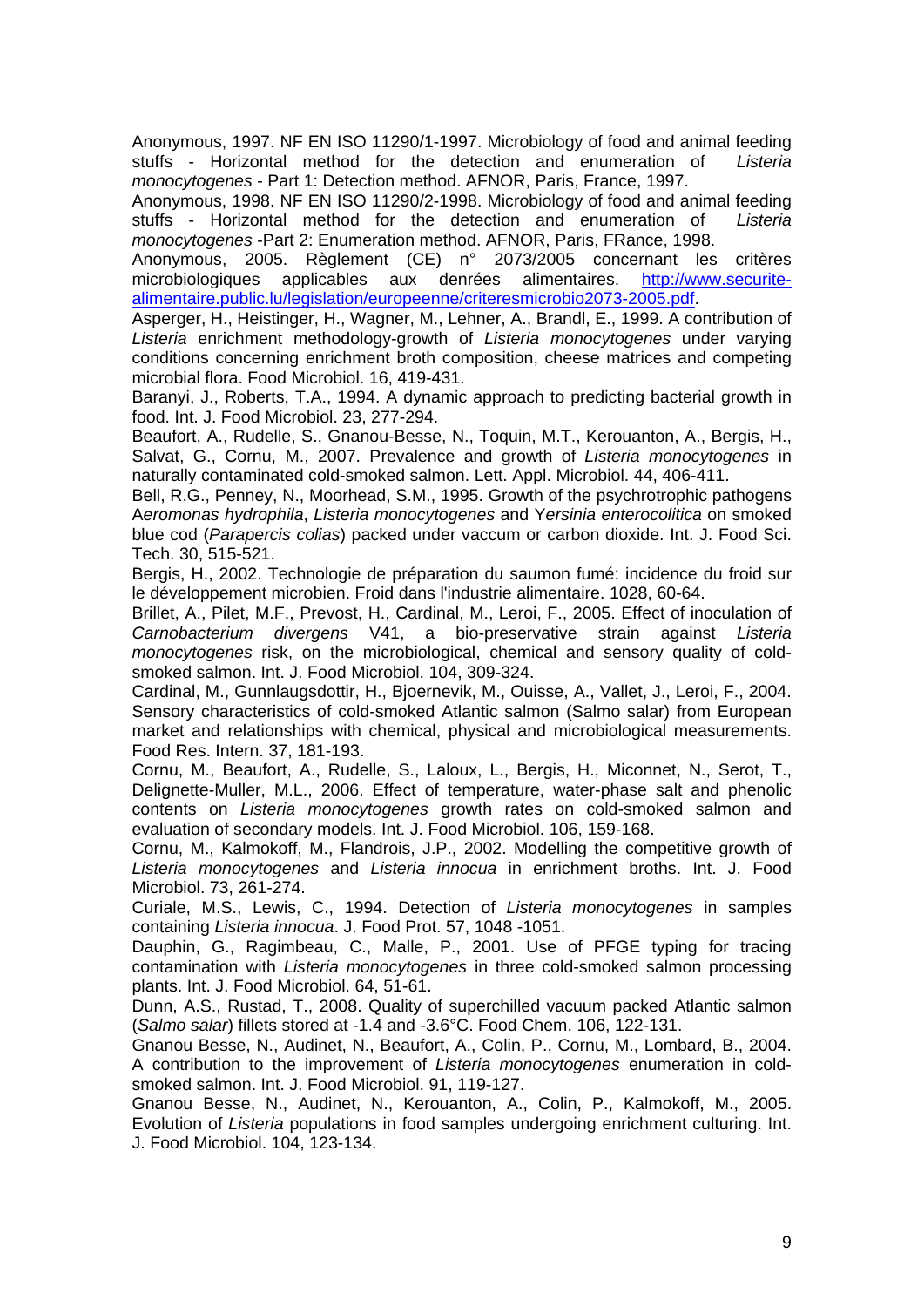Anonymous, 1997. NF EN ISO 11290/1-1997. Microbiology of food and animal feeding stuffs - Horizontal method for the detection and enumeration of *Listeria monocytogenes* - Part 1: Detection method. AFNOR, Paris, France, 1997.

Anonymous, 1998. NF EN ISO 11290/2-1998. Microbiology of food and animal feeding stuffs - Horizontal method for the detection and enumeration of *Listeria monocytogenes* -Part 2: Enumeration method. AFNOR, Paris, FRance, 1998.

Anonymous, 2005. Règlement (CE) n° 2073/2005 concernant les critères microbiologiques applicables aux denrées alimentaires. http://www.securite-alimentaire.public.lu/legislation/europeenne/criteresmicrobio2073-2005.pdf.

Asperger, H., Heistinger, H., Wagner, M., Lehner, A., Brandl, E., 1999. A contribution of *Listeria* enrichment methodology-growth of *Listeria monocytogenes* under varying conditions concerning enrichment broth composition, cheese matrices and competing microbial flora. Food Microbiol. 16, 419-431.

Baranyi, J., Roberts, T.A., 1994. A dynamic approach to predicting bacterial growth in food. Int. J. Food Microbiol. 23, 277-294.

Beaufort, A., Rudelle, S., Gnanou-Besse, N., Toquin, M.T., Kerouanton, A., Bergis, H., Salvat, G., Cornu, M., 2007. Prevalence and growth of *Listeria monocytogenes* in naturally contaminated cold-smoked salmon. Lett. Appl. Microbiol. 44, 406-411.

Bell, R.G., Penney, N., Moorhead, S.M., 1995. Growth of the psychrotrophic pathogens *Aeromonas hydrophila*, *Listeria monocytogenes* and *Yersinia enterocolitica* on smoked blue cod (*Parapercis colias*) packed under vaccum or carbon dioxide. Int. J. Food Sci. Tech. 30, 515-521.

Bergis, H., 2002. Technologie de préparation du saumon fumé: incidence du froid sur le développement microbien. Froid dans l'industrie alimentaire. 1028, 60-64.

Brillet, A., Pilet, M.F., Prevost, H., Cardinal, M., Leroi, F., 2005. Effect of inoculation of *Carnobacterium divergens* V41, a bio-preservative strain against *Listeria monocytogenes* risk, on the microbiological, chemical and sensory quality of cold-smoked salmon. Int. J. Food Microbiol. 104, 309-324.

Cardinal, M., Gunnlaugsdottir, H., Bjoernevik, M., Ouisse, A., Vallet, J., Leroi, F., 2004. Sensory characteristics of cold-smoked Atlantic salmon (Salmo salar) from European market and relationships with chemical, physical and microbiological measurements. Food Res. Intern. 37, 181-193.

Cornu, M., Beaufort, A., Rudelle, S., Laloux, L., Bergis, H., Miconnet, N., Serot, T., Delignette-Muller, M.L., 2006. Effect of temperature, water-phase salt and phenolic contents on *Listeria monocytogenes* growth rates on cold-smoked salmon and evaluation of secondary models. Int. J. Food Microbiol. 106, 159-168.

Cornu, M., Kalmokoff, M., Flandrois, J.P., 2002. Modelling the competitive growth of *Listeria monocytogenes* and *Listeria innocua* in enrichment broths. Int. J. Food Microbiol. 73, 261-274.

Curiale, M.S., Lewis, C., 1994. Detection of *Listeria monocytogenes* in samples containing *Listeria innocua*. J. Food Prot. 57, 1048 -1051.

Dauphin, G., Ragimbeau, C., Malle, P., 2001. Use of PFGE typing for tracing contamination with *Listeria monocytogenes* in three cold-smoked salmon processing plants. Int. J. Food Microbiol. 64, 51-61.

Dunn, A.S., Rustad, T., 2008. Quality of superchilled vacuum packed Atlantic salmon (*Salmo salar*) fillets stored at -1.4 and -3.6°C. Food Chem. 106, 122-131.

Gnanou Besse, N., Audinet, N., Beaufort, A., Colin, P., Cornu, M., Lombard, B., 2004. A contribution to the improvement of *Listeria monocytogenes* enumeration in cold-smoked salmon. Int. J. Food Microbiol. 91, 119-127.

Gnanou Besse, N., Audinet, N., Kerouanton, A., Colin, P., Kalmokoff, M., 2005. Evolution of *Listeria* populations in food samples undergoing enrichment culturing. Int. J. Food Microbiol. 104, 123-134.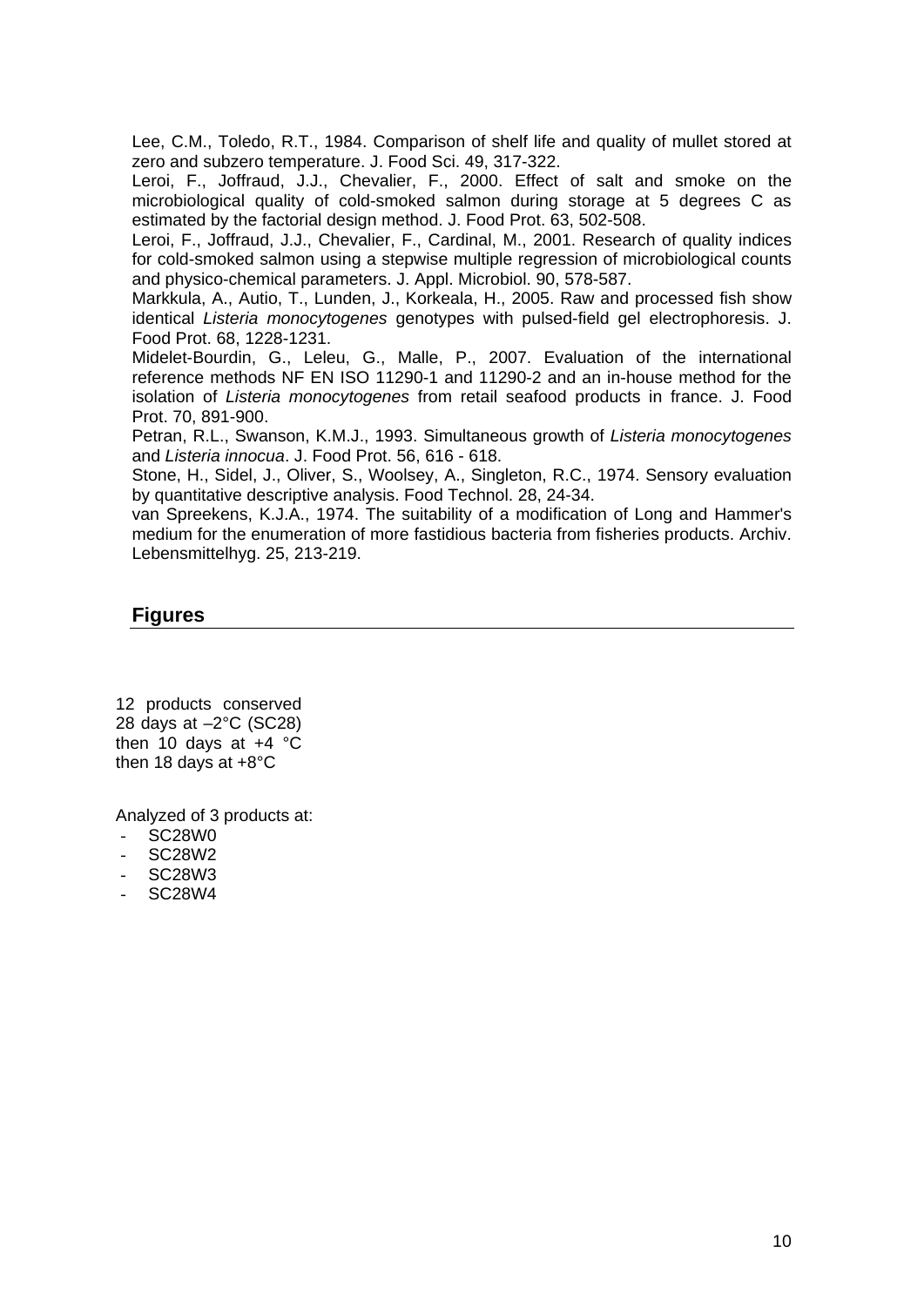Lee, C.M., Toledo, R.T., 1984. Comparison of shelf life and quality of mullet stored at zero and subzero temperature. J. Food Sci. 49, 317-322.

Leroi, F., Joffraud, J.J., Chevalier, F., 2000. Effect of salt and smoke on the microbiological quality of cold-smoked salmon during storage at 5 degrees C as estimated by the factorial design method. J. Food Prot. 63, 502-508.

Leroi, F., Joffraud, J.J., Chevalier, F., Cardinal, M., 2001. Research of quality indices for cold-smoked salmon using a stepwise multiple regression of microbiological counts and physico-chemical parameters. J. Appl. Microbiol. 90, 578-587.

Markkula, A., Autio, T., Lunden, J., Korkeala, H., 2005. Raw and processed fish show identical *Listeria monocytogenes* genotypes with pulsed-field gel electrophoresis. J. Food Prot. 68, 1228-1231.

Midelet-Bourdin, G., Leleu, G., Malle, P., 2007. Evaluation of the international reference methods NF EN ISO 11290-1 and 11290-2 and an in-house method for the isolation of *Listeria monocytogenes* from retail seafood products in france. J. Food Prot. 70, 891-900.

Petran, R.L., Swanson, K.M.J., 1993. Simultaneous growth of *Listeria monocytogenes* and *Listeria innocua*. J. Food Prot. 56, 616 - 618.

Stone, H., Sidel, J., Oliver, S., Woolsey, A., Singleton, R.C., 1974. Sensory evaluation by quantitative descriptive analysis. Food Technol. 28, 24-34.

van Spreekens, K.J.A., 1974. The suitability of a modification of Long and Hammer's medium for the enumeration of more fastidious bacteria from fisheries products. Archiv. Lebensmittelhyg. 25, 213-219.

## Figures

12 products conserved 28 days at –2°C (SC28) then 10 days at +4 °C then 18 days at +8°C

Analyzed of 3 products at:

- SC28W0
- SC28W2
- SC28W3
- SC28W4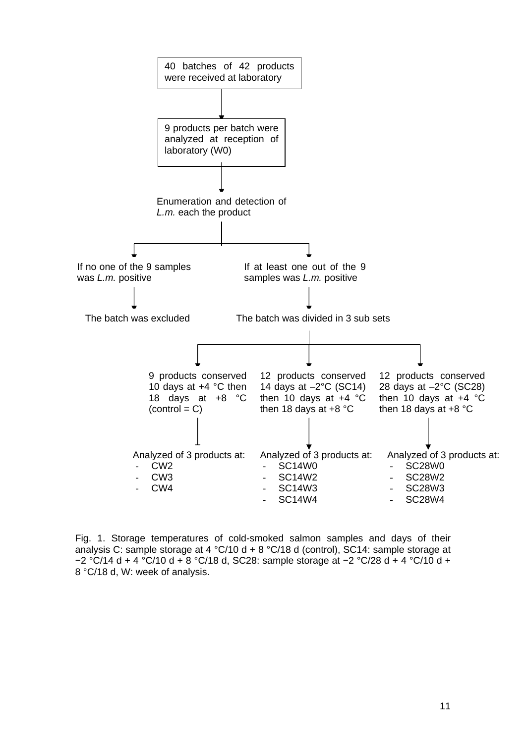40 batches of 42 products were received at laboratory

↓

9 products per batch were analyzed at reception of laboratory (W0)

↓

Enumeration and detection of *L.m.* each the product

- If no one of the 9 samples was *L.m.* positive
  - ↓ The batch was excluded
- If at least one out of the 9 samples was *L.m.* positive
  - ↓ The batch was divided in 3 sub sets
    - 9 products conserved 10 days at +4 °C then 18 days at +8 °C (control = C)
      - Analyzed of 3 products at:
        - CW2
        - CW3
        - CW4
    - 12 products conserved 14 days at –2°C (SC14) then 10 days at +4 °C then 18 days at +8 °C
      - Analyzed of 3 products at:
        - SC14W0
        - SC14W2
        - SC14W3
        - SC14W4
    - 12 products conserved 28 days at –2°C (SC28) then 10 days at +4 °C then 18 days at +8 °C
      - Analyzed of 3 products at:
        - SC28W0
        - SC28W2
        - SC28W3
        - SC28W4

Fig. 1. Storage temperatures of cold-smoked salmon samples and days of their analysis C: sample storage at 4 °C/10 d + 8 °C/18 d (control), SC14: sample storage at −2 °C/14 d + 4 °C/10 d + 8 °C/18 d, SC28: sample storage at −2 °C/28 d + 4 °C/10 d + 8 °C/18 d, W: week of analysis.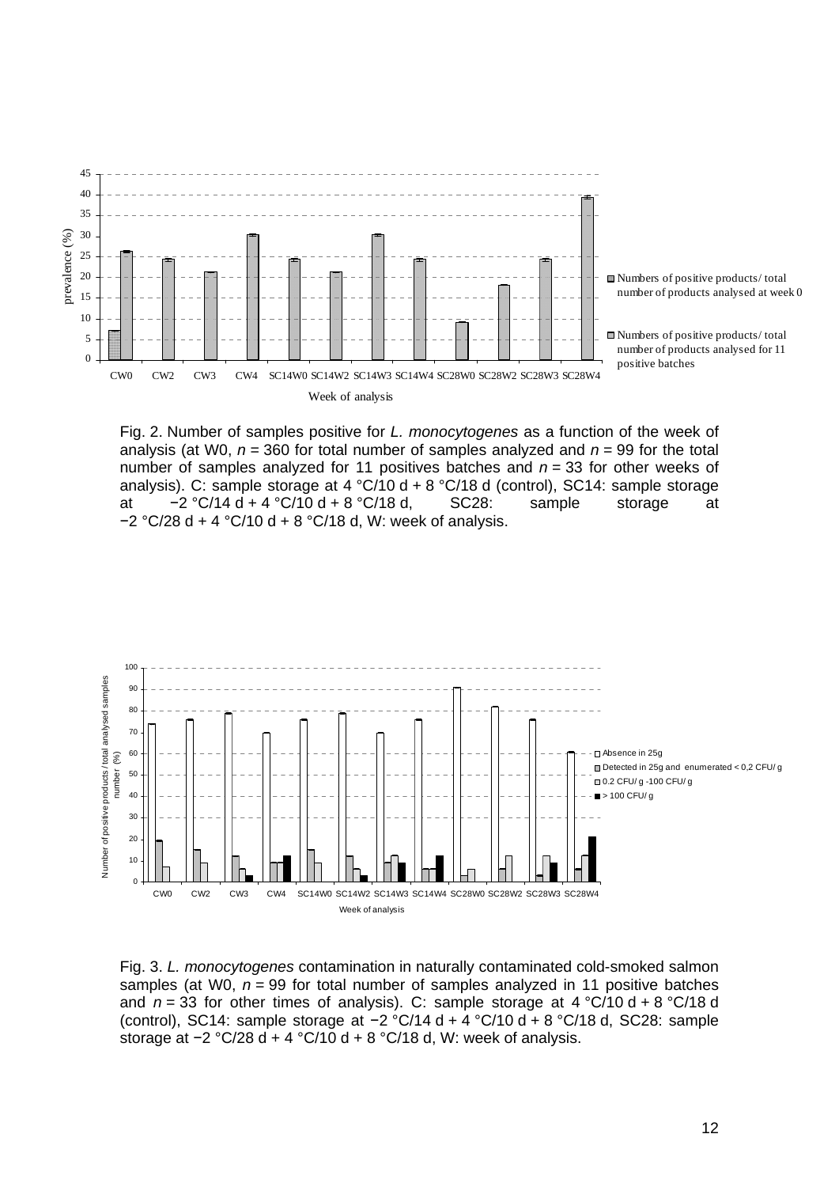Fig. 2. Number of samples positive for *L. monocytogenes* as a function of the week of analysis (at W0, $n = 360$ for total number of samples analyzed and $n = 99$ for the total number of samples analyzed for 11 positives batches and $n = 33$ for other weeks of analysis). C: sample storage at 4 °C/10 d + 8 °C/18 d (control), SC14: sample storage at −2 °C/14 d + 4 °C/10 d + 8 °C/18 d, SC28: sample storage at −2 °C/28 d + 4 °C/10 d + 8 °C/18 d, W: week of analysis.

Fig. 3. *L. monocytogenes* contamination in naturally contaminated cold-smoked salmon samples (at W0, $n = 99$ for total number of samples analyzed in 11 positive batches and $n = 33$ for other times of analysis). C: sample storage at 4 °C/10 d + 8 °C/18 d (control), SC14: sample storage at −2 °C/14 d + 4 °C/10 d + 8 °C/18 d, SC28: sample storage at −2 °C/28 d + 4 °C/10 d + 8 °C/18 d, W: week of analysis.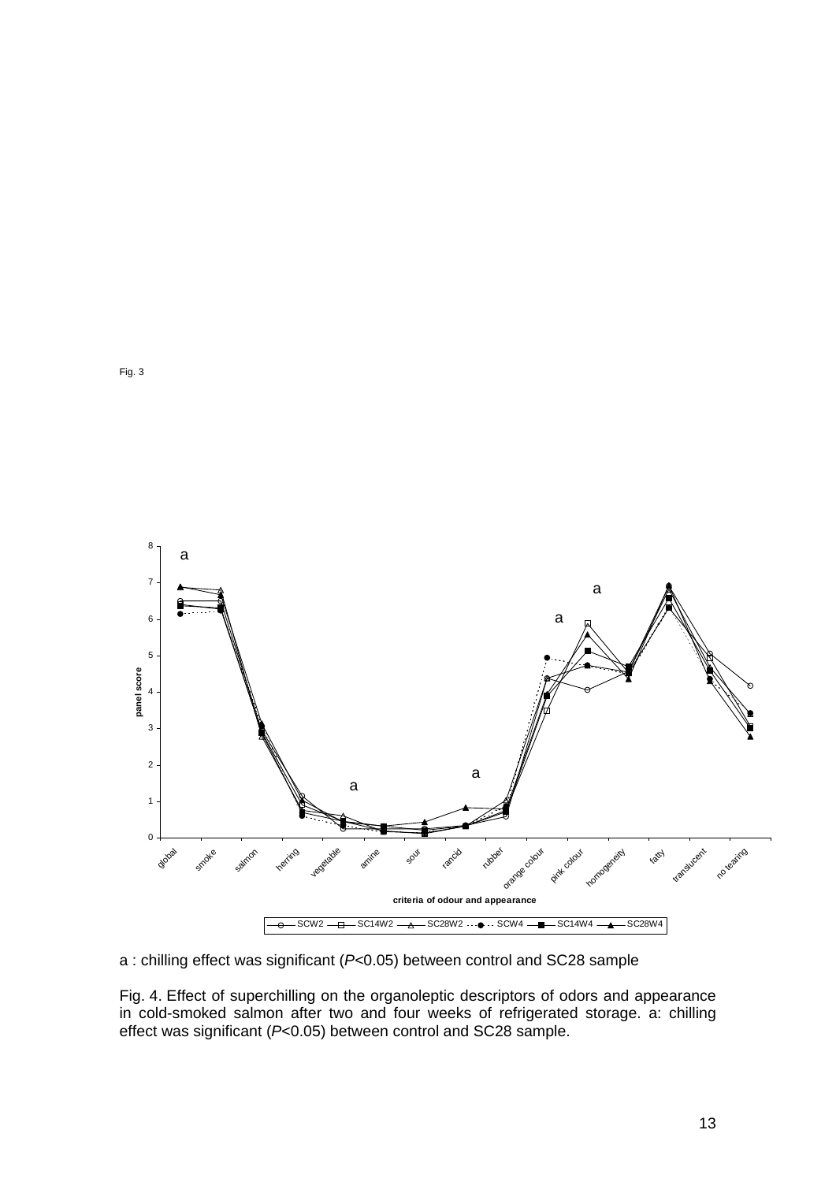Fig. 3

a : chilling effect was significant ($P$<0.05) between control and SC28 sample

Fig. 4. Effect of superchilling on the organoleptic descriptors of odors and appearance in cold-smoked salmon after two and four weeks of refrigerated storage. a: chilling effect was significant ($P$<0.05) between control and SC28 sample.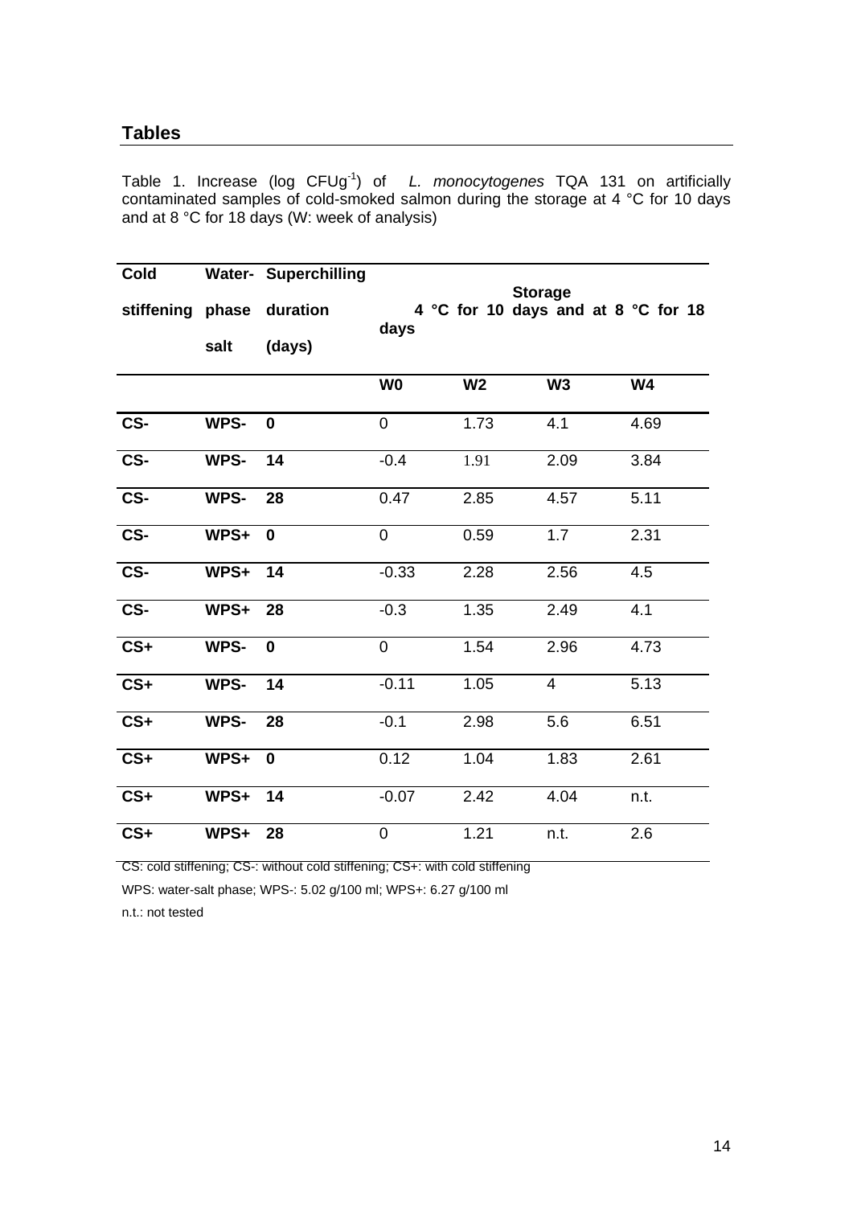## Tables

Table 1. Increase (log $CFUg^{-1}$) of *L. monocytogenes* TQA 131 on artificially contaminated samples of cold-smoked salmon during the storage at 4 °C for 10 days and at 8 °C for 18 days (W: week of analysis)

| **Cold stiffening** | **Water-phase salt** | **Superchilling duration (days)** | **Storage 4 °C for 10 days and at 8 °C for 18 days** | | | |
|---|---|---|---|---|---|---|
| | | | **W0** | **W2** | **W3** | **W4** |
| **CS-** | **WPS-** | **0** | 0 | 1.73 | 4.1 | 4.69 |
| **CS-** | **WPS-** | **14** | -0.4 | 1.91 | 2.09 | 3.84 |
| **CS-** | **WPS-** | **28** | 0.47 | 2.85 | 4.57 | 5.11 |
| **CS-** | **WPS+** | **0** | 0 | 0.59 | 1.7 | 2.31 |
| **CS-** | **WPS+** | **14** | -0.33 | 2.28 | 2.56 | 4.5 |
| **CS-** | **WPS+** | **28** | -0.3 | 1.35 | 2.49 | 4.1 |
| **CS+** | **WPS-** | **0** | 0 | 1.54 | 2.96 | 4.73 |
| **CS+** | **WPS-** | **14** | -0.11 | 1.05 | 4 | 5.13 |
| **CS+** | **WPS-** | **28** | -0.1 | 2.98 | 5.6 | 6.51 |
| **CS+** | **WPS+** | **0** | 0.12 | 1.04 | 1.83 | 2.61 |
| **CS+** | **WPS+** | **14** | -0.07 | 2.42 | 4.04 | n.t. |
| **CS+** | **WPS+** | **28** | 0 | 1.21 | n.t. | 2.6 |

CS: cold stiffening; CS-: without cold stiffening; CS+: with cold stiffening

WPS: water-salt phase; WPS-: 5.02 g/100 ml; WPS+: 6.27 g/100 ml

n.t.: not tested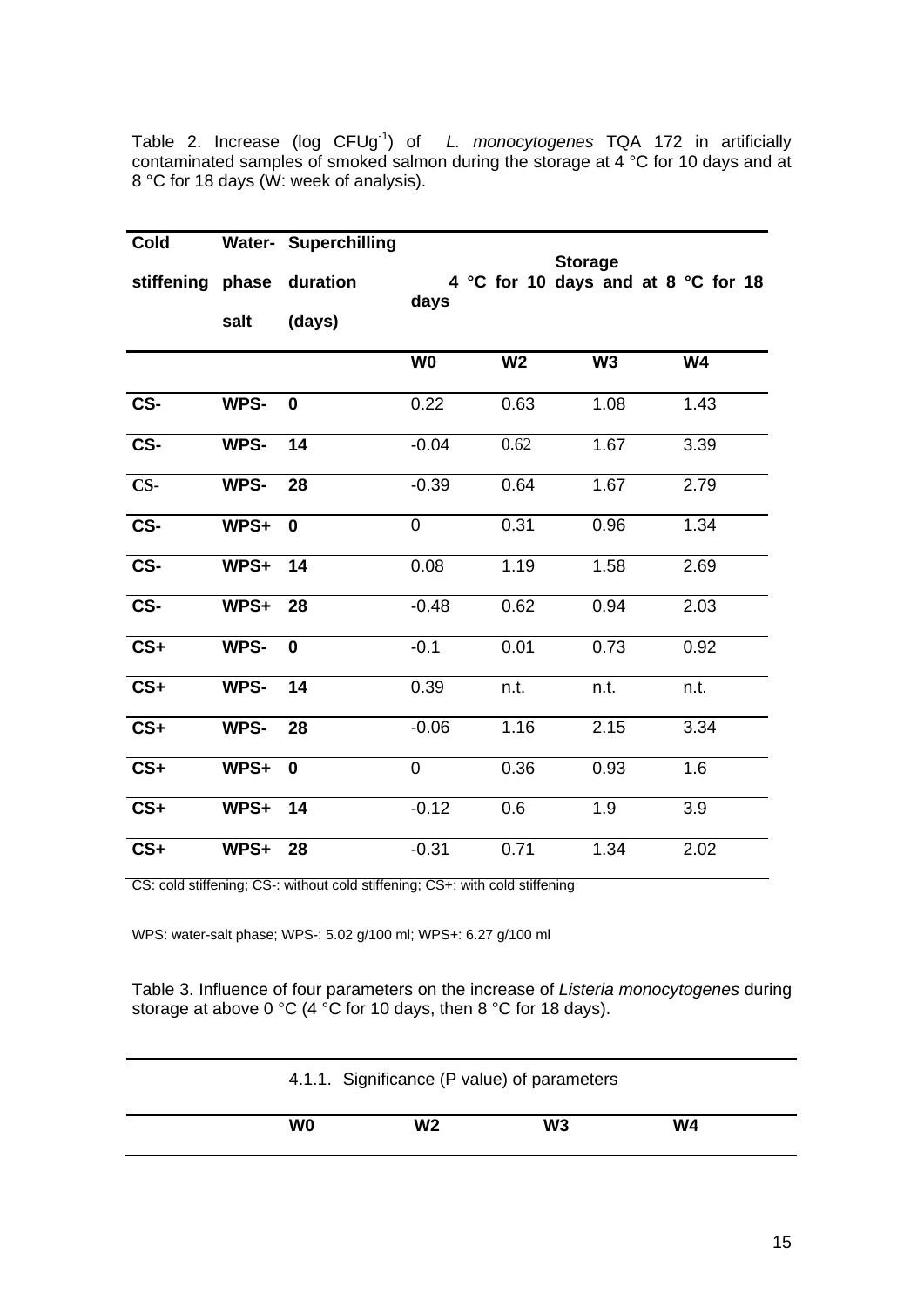Table 2. Increase (log $CFUg^{-1}$) of *L. monocytogenes* TQA 172 in artificially contaminated samples of smoked salmon during the storage at 4 °C for 10 days and at 8 °C for 18 days (W: week of analysis).

| **Cold stiffening** | **Water-phase salt** | **Superchilling duration (days)** | **Storage 4 °C for 10 days and at 8 °C for 18 days** | | | |
|---|---|---|---|---|---|---|
| | | | **W0** | **W2** | **W3** | **W4** |
| **CS-** | **WPS-** | **0** | 0.22 | 0.63 | 1.08 | 1.43 |
| **CS-** | **WPS-** | **14** | -0.04 | 0.62 | 1.67 | 3.39 |
| **CS-** | **WPS-** | **28** | -0.39 | 0.64 | 1.67 | 2.79 |
| **CS-** | **WPS+** | **0** | 0 | 0.31 | 0.96 | 1.34 |
| **CS-** | **WPS+** | **14** | 0.08 | 1.19 | 1.58 | 2.69 |
| **CS-** | **WPS+** | **28** | -0.48 | 0.62 | 0.94 | 2.03 |
| **CS+** | **WPS-** | **0** | -0.1 | 0.01 | 0.73 | 0.92 |
| **CS+** | **WPS-** | **14** | 0.39 | n.t. | n.t. | n.t. |
| **CS+** | **WPS-** | **28** | -0.06 | 1.16 | 2.15 | 3.34 |
| **CS+** | **WPS+** | **0** | 0 | 0.36 | 0.93 | 1.6 |
| **CS+** | **WPS+** | **14** | -0.12 | 0.6 | 1.9 | 3.9 |
| **CS+** | **WPS+** | **28** | -0.31 | 0.71 | 1.34 | 2.02 |

CS: cold stiffening; CS-: without cold stiffening; CS+: with cold stiffening

WPS: water-salt phase; WPS-: 5.02 g/100 ml; WPS+: 6.27 g/100 ml

Table 3. Influence of four parameters on the increase of *Listeria monocytogenes* during storage at above 0 °C (4 °C for 10 days, then 8 °C for 18 days).

| | 4.1.1. Significance (P value) of parameters | | | |
|---|---|---|---|---|
| | **W0** | **W2** | **W3** | **W4** |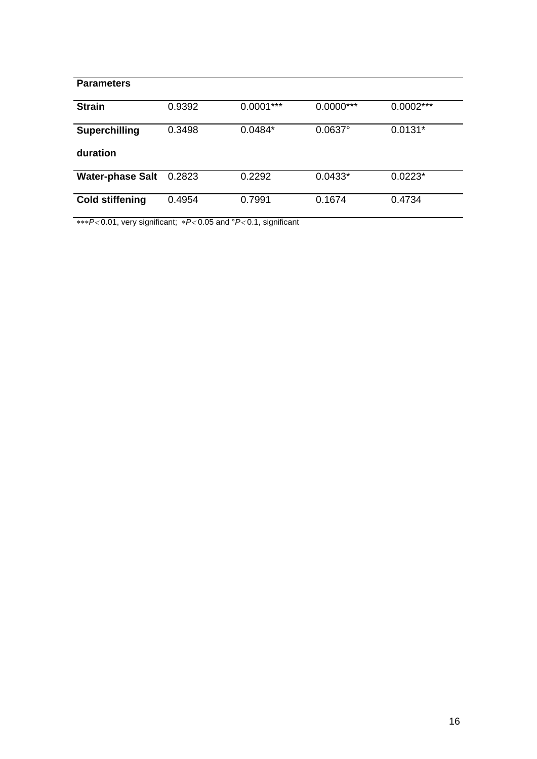| Parameters | | | | |
|---|---|---|---|---|
| **Strain** | 0.9392 | 0.0001*** | 0.0000*** | 0.0002*** |
| **Superchilling duration** | 0.3498 | 0.0484* | 0.0637° | 0.0131* |
| **Water-phase Salt** | 0.2823 | 0.2292 | 0.0433* | 0.0223* |
| **Cold stiffening** | 0.4954 | 0.7991 | 0.1674 | 0.4734 |

***$P < 0.01$, very significant; *$P < 0.05$ and °$P < 0.1$, significant